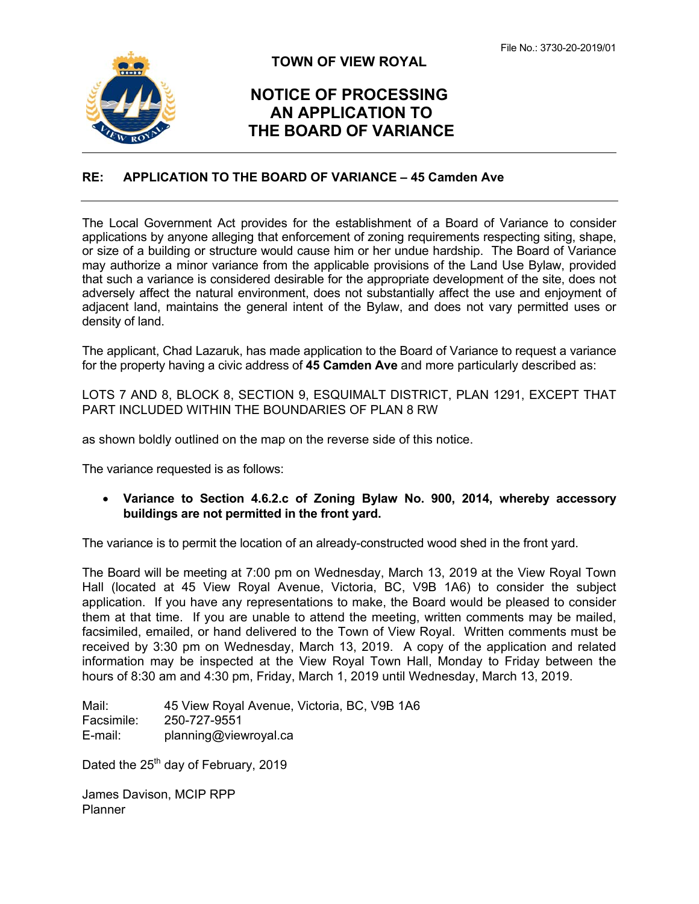File No.: 3730-20-2019/01

# TOWN OF VIEW ROYAL

## NOTICE OF PROCESSING AN APPLICATION TO THE BOARD OF VARIANCE

---

**RE: APPLICATION TO THE BOARD OF VARIANCE – 45 Camden Ave**

---

The Local Government Act provides for the establishment of a Board of Variance to consider applications by anyone alleging that enforcement of zoning requirements respecting siting, shape, or size of a building or structure would cause him or her undue hardship. The Board of Variance may authorize a minor variance from the applicable provisions of the Land Use Bylaw, provided that such a variance is considered desirable for the appropriate development of the site, does not adversely affect the natural environment, does not substantially affect the use and enjoyment of adjacent land, maintains the general intent of the Bylaw, and does not vary permitted uses or density of land.

The applicant, Chad Lazaruk, has made application to the Board of Variance to request a variance for the property having a civic address of **45 Camden Ave** and more particularly described as:

LOTS 7 AND 8, BLOCK 8, SECTION 9, ESQUIMALT DISTRICT, PLAN 1291, EXCEPT THAT PART INCLUDED WITHIN THE BOUNDARIES OF PLAN 8 RW

as shown boldly outlined on the map on the reverse side of this notice.

The variance requested is as follows:

- **Variance to Section 4.6.2.c of Zoning Bylaw No. 900, 2014, whereby accessory buildings are not permitted in the front yard.**

The variance is to permit the location of an already-constructed wood shed in the front yard.

The Board will be meeting at 7:00 pm on Wednesday, March 13, 2019 at the View Royal Town Hall (located at 45 View Royal Avenue, Victoria, BC, V9B 1A6) to consider the subject application. If you have any representations to make, the Board would be pleased to consider them at that time. If you are unable to attend the meeting, written comments may be mailed, facsimiled, emailed, or hand delivered to the Town of View Royal. Written comments must be received by 3:30 pm on Wednesday, March 13, 2019. A copy of the application and related information may be inspected at the View Royal Town Hall, Monday to Friday between the hours of 8:30 am and 4:30 pm, Friday, March 1, 2019 until Wednesday, March 13, 2019.

Mail: 45 View Royal Avenue, Victoria, BC, V9B 1A6
Facsimile: 250-727-9551
E-mail: planning@viewroyal.ca

Dated the 25th day of February, 2019

James Davison, MCIP RPP
Planner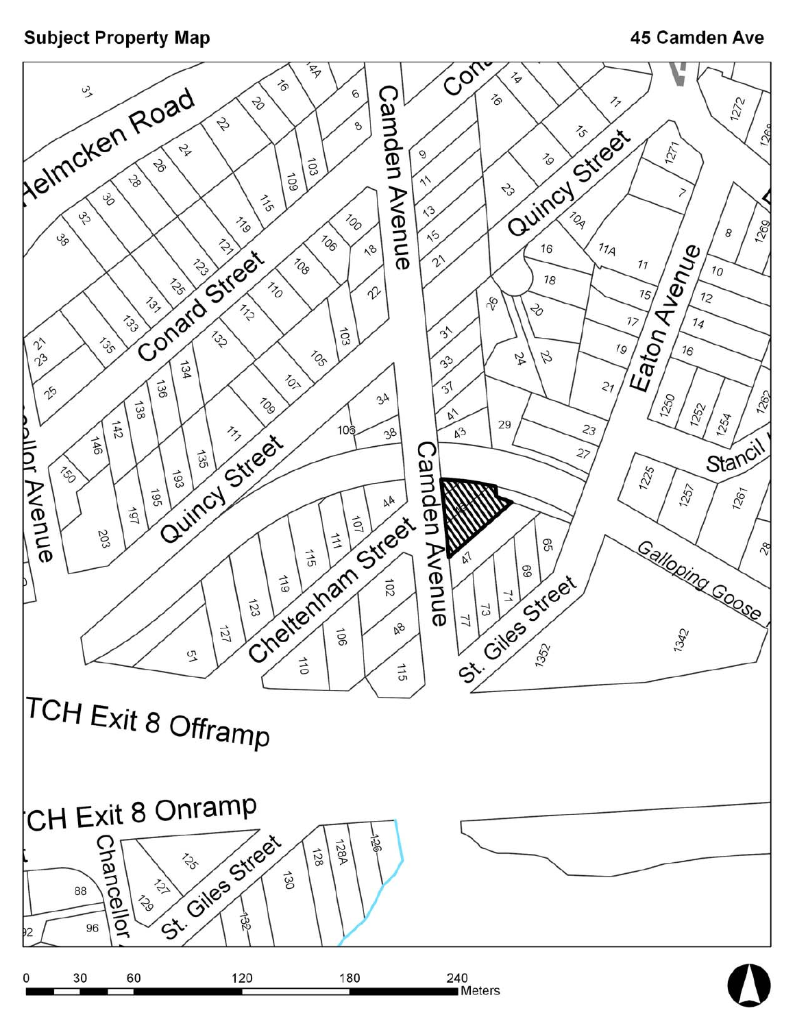**Subject Property Map**

**45 Camden Ave**

Helmcken Road
Conard Street
Quincy Street
Camden Avenue
Cheltenham Street
St. Giles Street
Eaton Avenue
Galloping Goose
Stancil
TCH Exit 8 Offramp
TCH Exit 8 Onramp
Chancellor Avenue

0 30 60 120 180 240 Meters